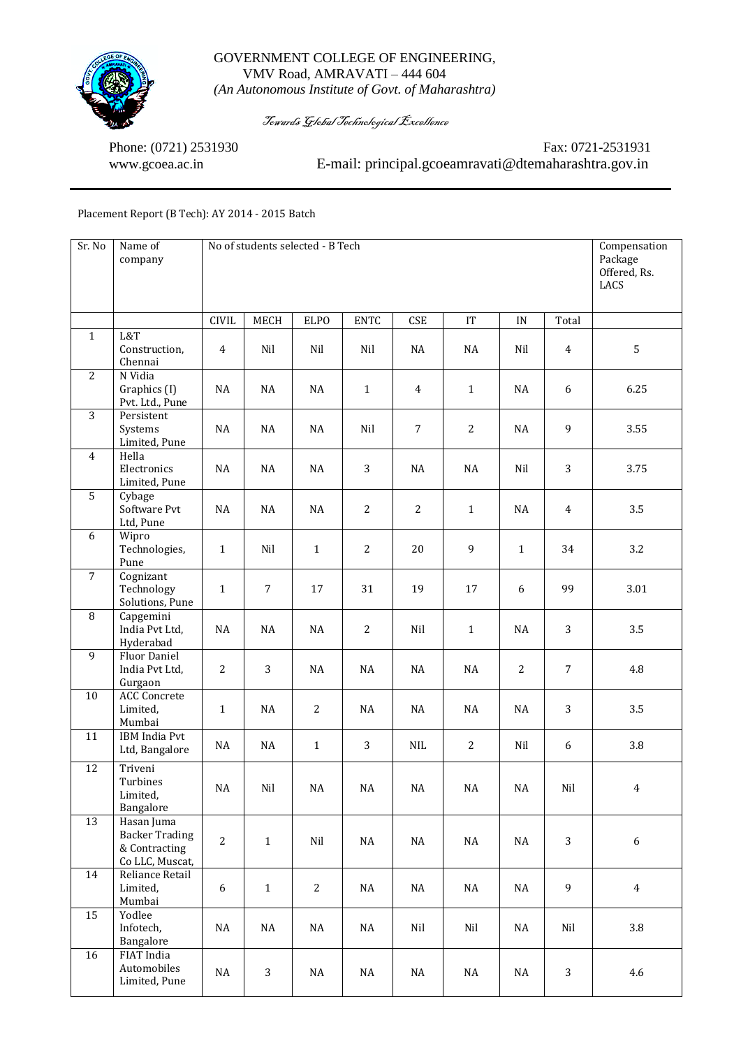GOVERNMENT COLLEGE OF ENGINEERING,
VMV Road, AMRAVATI – 444 604
*(An Autonomous Institute of Govt. of Maharashtra)*

*Towards Global Technological Excellence*

Phone: (0721) 2531930 Fax: 0721-2531931
www.gcoea.ac.in E-mail: principal.gcoeamravati@dtemaharashtra.gov.in

Placement Report (B Tech): AY 2014 - 2015 Batch

| Sr. No | Name of company | No of students selected - B Tech | | | | | | | | Compensation Package Offered, Rs. LACS |
|---|---|---|---|---|---|---|---|---|---|---|
| | | CIVIL | MECH | ELPO | ENTC | CSE | IT | IN | Total | |
| 1 | L&T Construction, Chennai | 4 | Nil | Nil | Nil | NA | NA | Nil | 4 | 5 |
| 2 | N Vidia Graphics (I) Pvt. Ltd., Pune | NA | NA | NA | 1 | 4 | 1 | NA | 6 | 6.25 |
| 3 | Persistent Systems Limited, Pune | NA | NA | NA | Nil | 7 | 2 | NA | 9 | 3.55 |
| 4 | Hella Electronics Limited, Pune | NA | NA | NA | 3 | NA | NA | Nil | 3 | 3.75 |
| 5 | Cybage Software Pvt Ltd, Pune | NA | NA | NA | 2 | 2 | 1 | NA | 4 | 3.5 |
| 6 | Wipro Technologies, Pune | 1 | Nil | 1 | 2 | 20 | 9 | 1 | 34 | 3.2 |
| 7 | Cognizant Technology Solutions, Pune | 1 | 7 | 17 | 31 | 19 | 17 | 6 | 99 | 3.01 |
| 8 | Capgemini India Pvt Ltd, Hyderabad | NA | NA | NA | 2 | Nil | 1 | NA | 3 | 3.5 |
| 9 | Fluor Daniel India Pvt Ltd, Gurgaon | 2 | 3 | NA | NA | NA | NA | 2 | 7 | 4.8 |
| 10 | ACC Concrete Limited, Mumbai | 1 | NA | 2 | NA | NA | NA | NA | 3 | 3.5 |
| 11 | IBM India Pvt Ltd, Bangalore | NA | NA | 1 | 3 | NIL | 2 | Nil | 6 | 3.8 |
| 12 | Triveni Turbines Limited, Bangalore | NA | Nil | NA | NA | NA | NA | NA | Nil | 4 |
| 13 | Hasan Juma Backer Trading & Contracting Co LLC, Muscat, | 2 | 1 | Nil | NA | NA | NA | NA | 3 | 6 |
| 14 | Reliance Retail Limited, Mumbai | 6 | 1 | 2 | NA | NA | NA | NA | 9 | 4 |
| 15 | Yodlee Infotech, Bangalore | NA | NA | NA | NA | Nil | Nil | NA | Nil | 3.8 |
| 16 | FIAT India Automobiles Limited, Pune | NA | 3 | NA | NA | NA | NA | NA | 3 | 4.6 |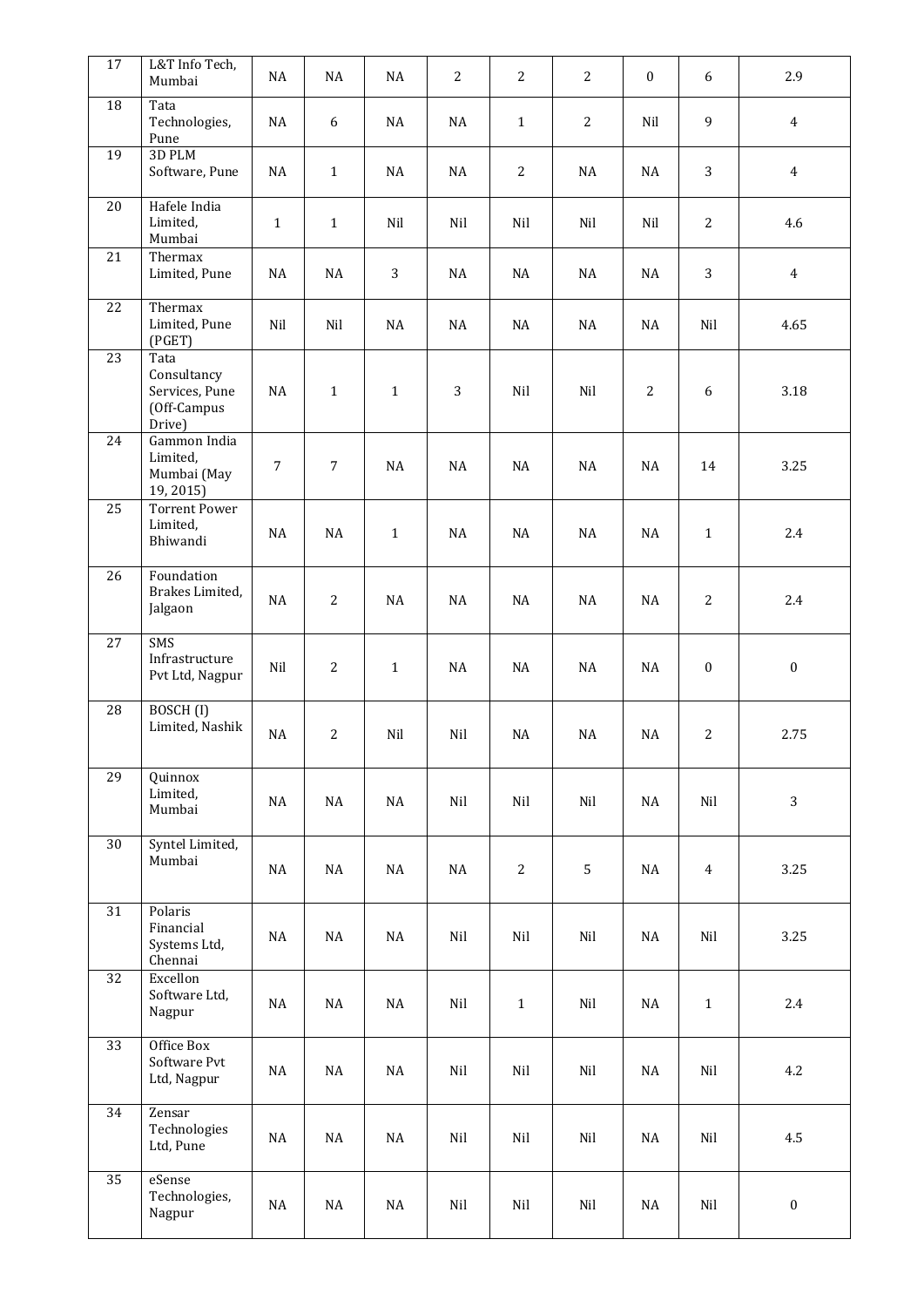| 17 | L&T Info Tech, Mumbai | NA | NA | NA | 2 | 2 | 2 | 0 | 6 | 2.9 |
|---|---|---|---|---|---|---|---|---|---|---|
| 18 | Tata Technologies, Pune | NA | 6 | NA | NA | 1 | 2 | Nil | 9 | 4 |
| 19 | 3D PLM Software, Pune | NA | 1 | NA | NA | 2 | NA | NA | 3 | 4 |
| 20 | Hafele India Limited, Mumbai | 1 | 1 | Nil | Nil | Nil | Nil | Nil | 2 | 4.6 |
| 21 | Thermax Limited, Pune | NA | NA | 3 | NA | NA | NA | NA | 3 | 4 |
| 22 | Thermax Limited, Pune (PGET) | Nil | Nil | NA | NA | NA | NA | NA | Nil | 4.65 |
| 23 | Tata Consultancy Services, Pune (Off-Campus Drive) | NA | 1 | 1 | 3 | Nil | Nil | 2 | 6 | 3.18 |
| 24 | Gammon India Limited, Mumbai (May 19, 2015) | 7 | 7 | NA | NA | NA | NA | NA | 14 | 3.25 |
| 25 | Torrent Power Limited, Bhiwandi | NA | NA | 1 | NA | NA | NA | NA | 1 | 2.4 |
| 26 | Foundation Brakes Limited, Jalgaon | NA | 2 | NA | NA | NA | NA | NA | 2 | 2.4 |
| 27 | SMS Infrastructure Pvt Ltd, Nagpur | Nil | 2 | 1 | NA | NA | NA | NA | 0 | 0 |
| 28 | BOSCH (I) Limited, Nashik | NA | 2 | Nil | Nil | NA | NA | NA | 2 | 2.75 |
| 29 | Quinnox Limited, Mumbai | NA | NA | NA | Nil | Nil | Nil | NA | Nil | 3 |
| 30 | Syntel Limited, Mumbai | NA | NA | NA | NA | 2 | 5 | NA | 4 | 3.25 |
| 31 | Polaris Financial Systems Ltd, Chennai | NA | NA | NA | Nil | Nil | Nil | NA | Nil | 3.25 |
| 32 | Excellon Software Ltd, Nagpur | NA | NA | NA | Nil | 1 | Nil | NA | 1 | 2.4 |
| 33 | Office Box Software Pvt Ltd, Nagpur | NA | NA | NA | Nil | Nil | Nil | NA | Nil | 4.2 |
| 34 | Zensar Technologies Ltd, Pune | NA | NA | NA | Nil | Nil | Nil | NA | Nil | 4.5 |
| 35 | eSense Technologies, Nagpur | NA | NA | NA | Nil | Nil | Nil | NA | Nil | 0 |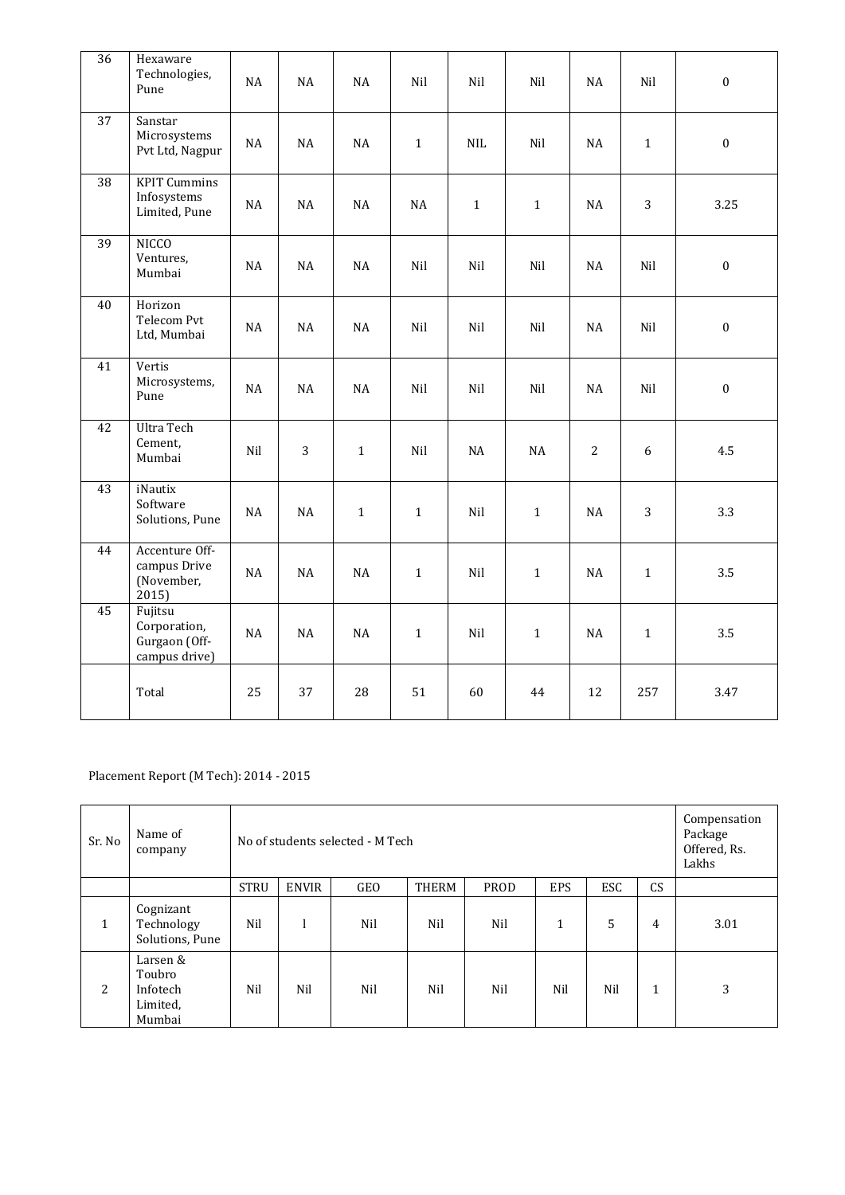| | | | | | | | | | | |
|---|---|---|---|---|---|---|---|---|---|---|
| 36 | Hexaware Technologies, Pune | NA | NA | NA | Nil | Nil | Nil | NA | Nil | 0 |
| 37 | Sanstar Microsystems Pvt Ltd, Nagpur | NA | NA | NA | 1 | NIL | Nil | NA | 1 | 0 |
| 38 | KPIT Cummins Infosystems Limited, Pune | NA | NA | NA | NA | 1 | 1 | NA | 3 | 3.25 |
| 39 | NICCO Ventures, Mumbai | NA | NA | NA | Nil | Nil | Nil | NA | Nil | 0 |
| 40 | Horizon Telecom Pvt Ltd, Mumbai | NA | NA | NA | Nil | Nil | Nil | NA | Nil | 0 |
| 41 | Vertis Microsystems, Pune | NA | NA | NA | Nil | Nil | Nil | NA | Nil | 0 |
| 42 | Ultra Tech Cement, Mumbai | Nil | 3 | 1 | Nil | NA | NA | 2 | 6 | 4.5 |
| 43 | iNautix Software Solutions, Pune | NA | NA | 1 | 1 | Nil | 1 | NA | 3 | 3.3 |
| 44 | Accenture Off-campus Drive (November, 2015) | NA | NA | NA | 1 | Nil | 1 | NA | 1 | 3.5 |
| 45 | Fujitsu Corporation, Gurgaon (Off-campus drive) | NA | NA | NA | 1 | Nil | 1 | NA | 1 | 3.5 |
| | Total | 25 | 37 | 28 | 51 | 60 | 44 | 12 | 257 | 3.47 |

Placement Report (M Tech): 2014 - 2015

| Sr. No | Name of company | No of students selected - M Tech | | | | | | | | Compensation Package Offered, Rs. Lakhs |
|---|---|---|---|---|---|---|---|---|---|---|
| | | STRU | ENVIR | GEO | THERM | PROD | EPS | ESC | CS | |
| 1 | Cognizant Technology Solutions, Pune | Nil | l | Nil | Nil | Nil | 1 | 5 | 4 | 3.01 |
| 2 | Larsen & Toubro Infotech Limited, Mumbai | Nil | Nil | Nil | Nil | Nil | Nil | Nil | 1 | 3 |